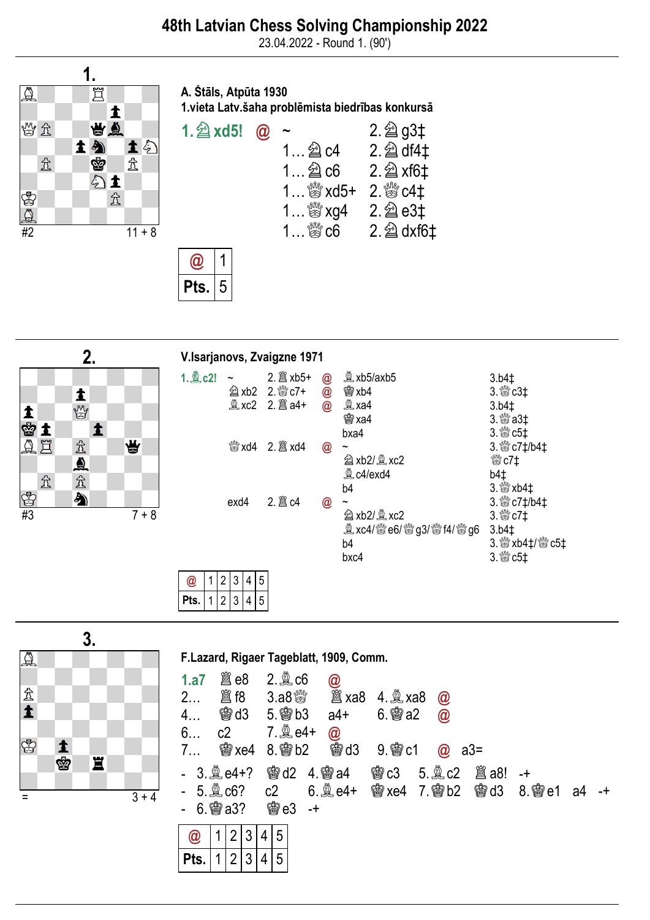# 48th Latvian Chess Solving Championship 2022

23.04.2022 - Round 1. (90')

## 1.

#2 — 11 + 8

**A. Štāls, Atpūta 1930**
**1.vieta Latv.šaha problēmista biedrības konkursā**

**1.♘xd5!** @ ~ 2.♘g3‡
1…♘c4 2.♘df4‡
1…♘c6 2.♘xf6‡
1…♕xd5+ 2.♕c4‡
1…♕xg4 2.♘e3‡
1…♕c6 2.♘dxf6‡

| @ | 1 |
|---|---|
| Pts. | 5 |

## 2.

#3 — 7 + 8

**V.Isarjanovs, Zvaigzne 1971**

**1.♗c2!** ~ 2.♖xb5+ @ ♗xb5/axb5 3.b4‡
♘xb2 2.♕c7+ @ ♔xb4 3.♕c3‡
♗xc2 2.♖a4+ @ ♗xa4 3.b4‡
♔xa4 3.♕a3‡
bxa4 3.♕c5‡
♕xd4 2.♖xd4 @ ~ 3.♕c7‡/b4‡
♘xb2/♗xc2 ♕c7‡
♗c4/exd4 b4‡
b4 3.♕xb4‡
exd4 2.♖c4 @ ~ 3.♕c7‡/b4‡
♘xb2/♗xc2 3.♕c7‡
♗xc4/♕e6/♕g3/♕f4/♕g6 3.b4‡
b4 3.♕xb4‡/♕c5‡
bxc4 3.♕c5‡

| @ | 1 | 2 | 3 | 4 | 5 |
|---|---|---|---|---|---|
| Pts. | 1 | 2 | 3 | 4 | 5 |

## 3.

= — 3 + 4

**F.Lazard, Rigaer Tageblatt, 1909, Comm.**

**1.a7** ♖e8 2.♗c6 @
2… ♖f8 3.a8♕ ♖xa8 4.♗xa8 @
4… ♔d3 5.♔b3 a4+ 6.♔a2 @
6… c2 7.♗e4+ @
7… ♔xe4 8.♔b2 ♔d3 9.♔c1 @ a3=

- 3.♗e4+? ♔d2 4.♔a4 ♔c3 5.♗c2 ♖a8! -+
- 5.♗c6? c2 6.♗e4+ ♔xe4 7.♔b2 ♔d3 8.♔e1 a4 -+
- 6.♔a3? ♔e3 -+

| @ | 1 | 2 | 3 | 4 | 5 |
|---|---|---|---|---|---|
| Pts. | 1 | 2 | 3 | 4 | 5 |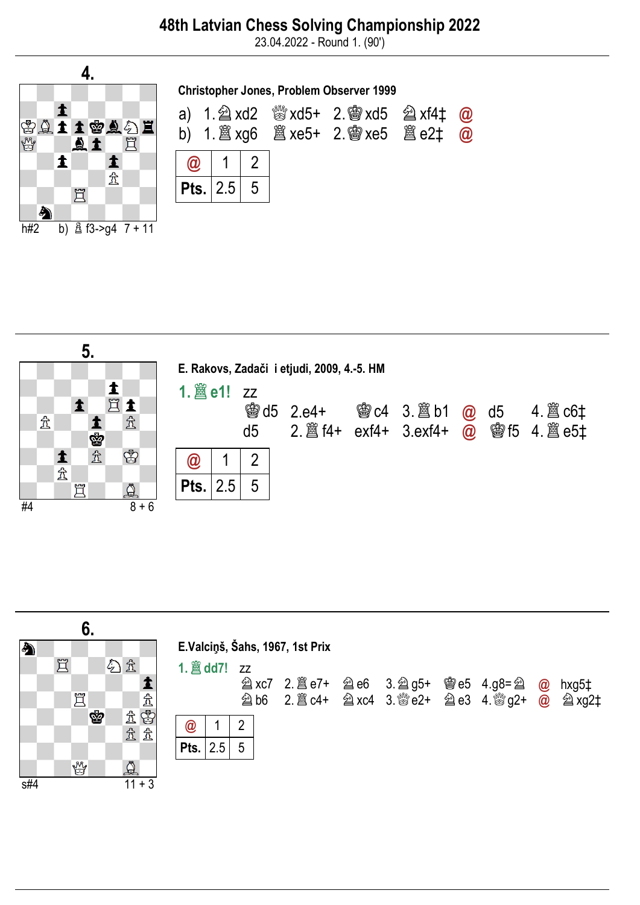# 48th Latvian Chess Solving Championship 2022

23.04.2022 - Round 1. (90')

## 4.

h#2 b) ♙f3->g4 7 + 11

**Christopher Jones, Problem Observer 1999**

a) 1.♘xd2 ♕xd5+ 2.♔xd5 ♘xf4‡ @

b) 1.♖xg6 ♖xe5+ 2.♔xe5 ♖e2‡ @

| @ | 1 | 2 |
|---|---|---|
| Pts. | 2.5 | 5 |

## 5.

#4 8 + 6

**E. Rakovs, Zadači i etjudi, 2009, 4.-5. HM**

**1.♖e1!** zz

♔d5 2.e4+ ♔c4 3.♖b1 @ d5 4.♖c6‡

d5 2.♖f4+ exf4+ 3.exf4+ @ ♔f5 4.♖e5‡

| @ | 1 | 2 |
|---|---|---|
| Pts. | 2.5 | 5 |

## 6.

s#4 11 + 3

**E.Valciņš, Šahs, 1967, 1st Prix**

**1.♖dd7!** zz

♘xc7 2.♖e7+ ♘e6 3.♘g5+ ♔e5 4.g8=♘ @ hxg5‡

♘b6 2.♖c4+ ♘xc4 3.♕e2+ ♘e3 4.♕g2+ @ ♘xg2‡

| @ | 1 | 2 |
|---|---|---|
| Pts. | 2.5 | 5 |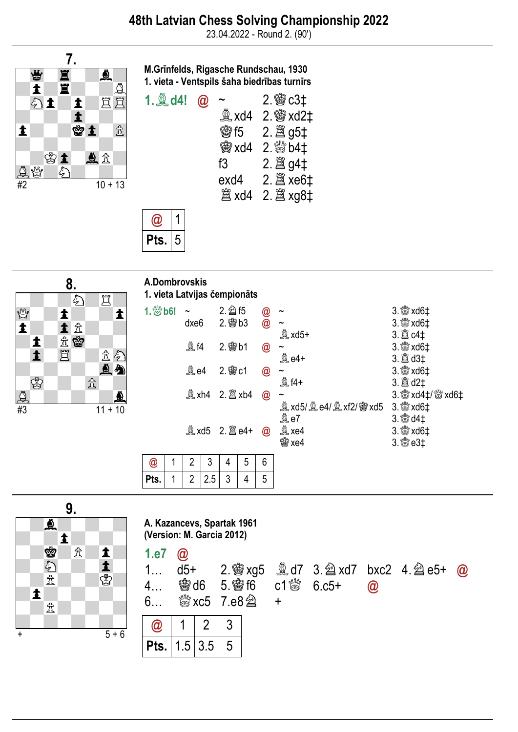# 48th Latvian Chess Solving Championship 2022

23.04.2022 - Round 2. (90')

## 7.

#2 — 10 + 13

**M.Grīnfelds, Rigasche Rundschau, 1930**
**1. vieta - Ventspils šaha biedrības turnīrs**

**1.♗d4!** @

| | |
|---|---|
| ~ | 2.♔c3‡ |
| ♗xd4 | 2.♔xd2‡ |
| ♔f5 | 2.♖g5‡ |
| ♔xd4 | 2.♕b4‡ |
| f3 | 2.♖g4‡ |
| exd4 | 2.♖xe6‡ |
| ♖xd4 | 2.♖xg8‡ |

| @ | 1 |
|---|---|
| Pts. | 5 |

## 8.

#3 — 11 + 10

**A.Dombrovskis**
**1. vieta Latvijas čempionāts**

**1.♕b6!**

| | | | | |
|---|---|---|---|---|
| ~ | 2.♘f5 | @ | ~ | 3.♕xd6‡ |
| dxe6 | 2.♔b3 | @ | ~ | 3.♕xd6‡ |
| | | | ♗xd5+ | 3.♖c4‡ |
| ♗f4 | 2.♔b1 | @ | ~ | 3.♕xd6‡ |
| | | | ♗e4+ | 3.♖d3‡ |
| ♗e4 | 2.♔c1 | @ | ~ | 3.♕xd6‡ |
| | | | ♗f4+ | 3.♖d2‡ |
| ♗xh4 | 2.♖xb4 | @ | ~ | 3.♕xd4‡/♕xd6‡ |
| | | | ♗xd5/♗e4/♗xf2/♔xd5 | 3.♕xd6‡ |
| | | | ♗e7 | 3.♕d4‡ |
| ♗xd5 | 2.♖e4+ | @ | ♗xe4 | 3.♕xd6‡ |
| | | | ♔xe4 | 3.♕e3‡ |

| @ | 1 | 2 | 3 | 4 | 5 | 6 |
|---|---|---|---|---|---|---|
| Pts. | 1 | 2 | 2.5 | 3 | 4 | 5 |

## 9.

+ — 5 + 6

**A. Kazancevs, Spartak 1961**
**(Version: M. Garcia 2012)**

**1.e7** @

1… d5+ 2.♔xg5 ♗d7 3.♘xd7 bxc2 4.♘e5+ @

4… ♔d6 5.♔f6 c1♕ 6.c5+ @

6… ♕xc5 7.e8♘ +

| @ | 1 | 2 | 3 |
|---|---|---|---|
| Pts. | 1.5 | 3.5 | 5 |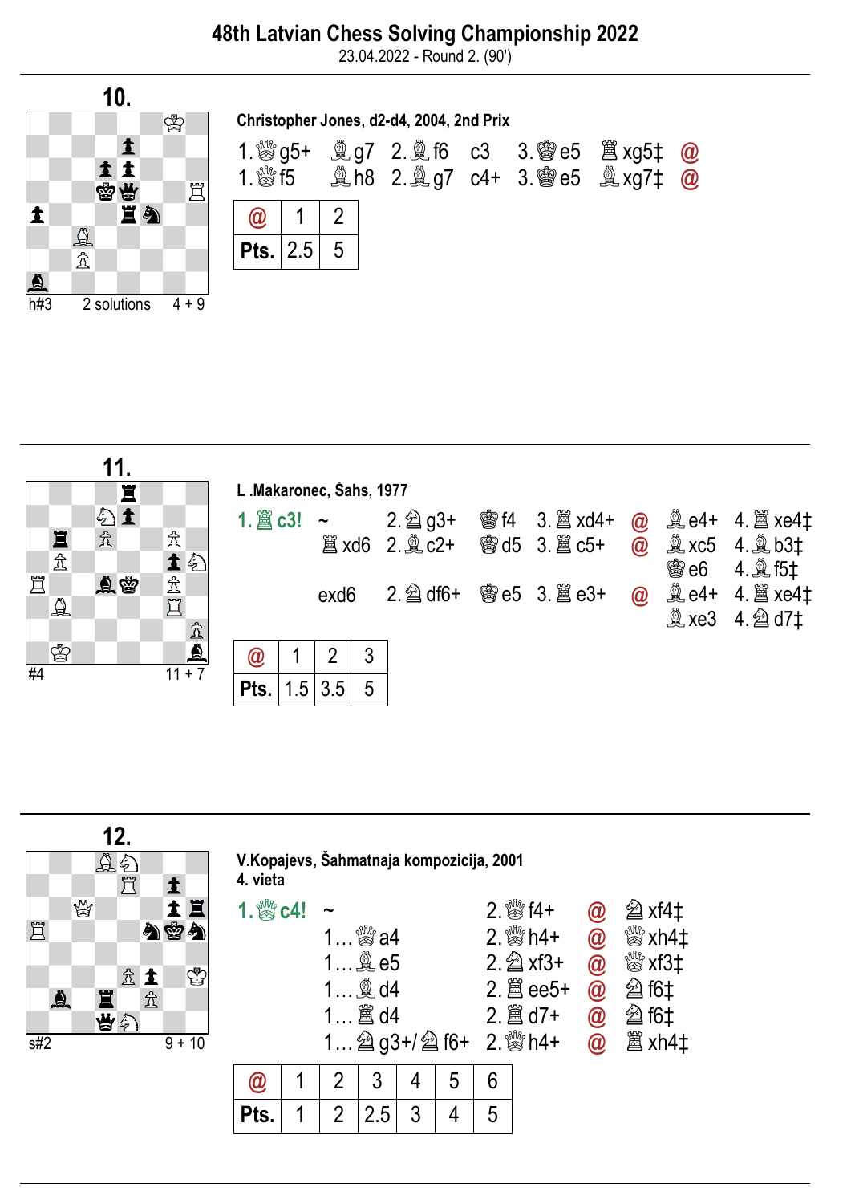# 48th Latvian Chess Solving Championship 2022

23.04.2022 - Round 2. (90')

## 10.

h#3 2 solutions 4 + 9

**Christopher Jones, d2-d4, 2004, 2nd Prix**

1.♕g5+ ♗g7 2.♗f6 c3 3.♔e5 ♖xg5‡ @
1.♕f5 ♗h8 2.♗g7 c4+ 3.♔e5 ♗xg7‡ @

| @ | 1 | 2 |
|---|---|---|
| Pts. | 2.5 | 5 |

## 11.

#4 11 + 7

**L .Makaronec, Šahs, 1977**

**1.♖c3!** ~ 2.♘g3+ ♔f4 3.♖xd4+ @ ♗e4+ 4.♖xe4‡
♖xd6 2.♗c2+ ♔d5 3.♖c5+ @ ♗xc5 4.♗b3‡
♔e6 4.♗f5‡
exd6 2.♘df6+ ♔e5 3.♖e3+ @ ♗e4+ 4.♖xe4‡
♗xe3 4.♘d7‡

| @ | 1 | 2 | 3 |
|---|---|---|---|
| Pts. | 1.5 | 3.5 | 5 |

## 12.

s#2 9 + 10

**V.Kopajevs, Šahmatnaja kompozicija, 2001**
**4. vieta**

**1.♕c4!** ~ 2.♕f4+ @ ♘xf4‡
1… ♕a4 2.♕h4+ @ ♕xh4‡
1… ♗e5 2.♘xf3+ @ ♕xf3‡
1… ♗d4 2.♖ee5+ @ ♘f6‡
1… ♖d4 2.♖d7+ @ ♘f6‡
1… ♘g3+/♘f6+ 2.♕h4+ @ ♖xh4‡

| @ | 1 | 2 | 3 | 4 | 5 | 6 |
|---|---|---|---|---|---|---|
| Pts. | 1 | 2 | 2.5 | 3 | 4 | 5 |